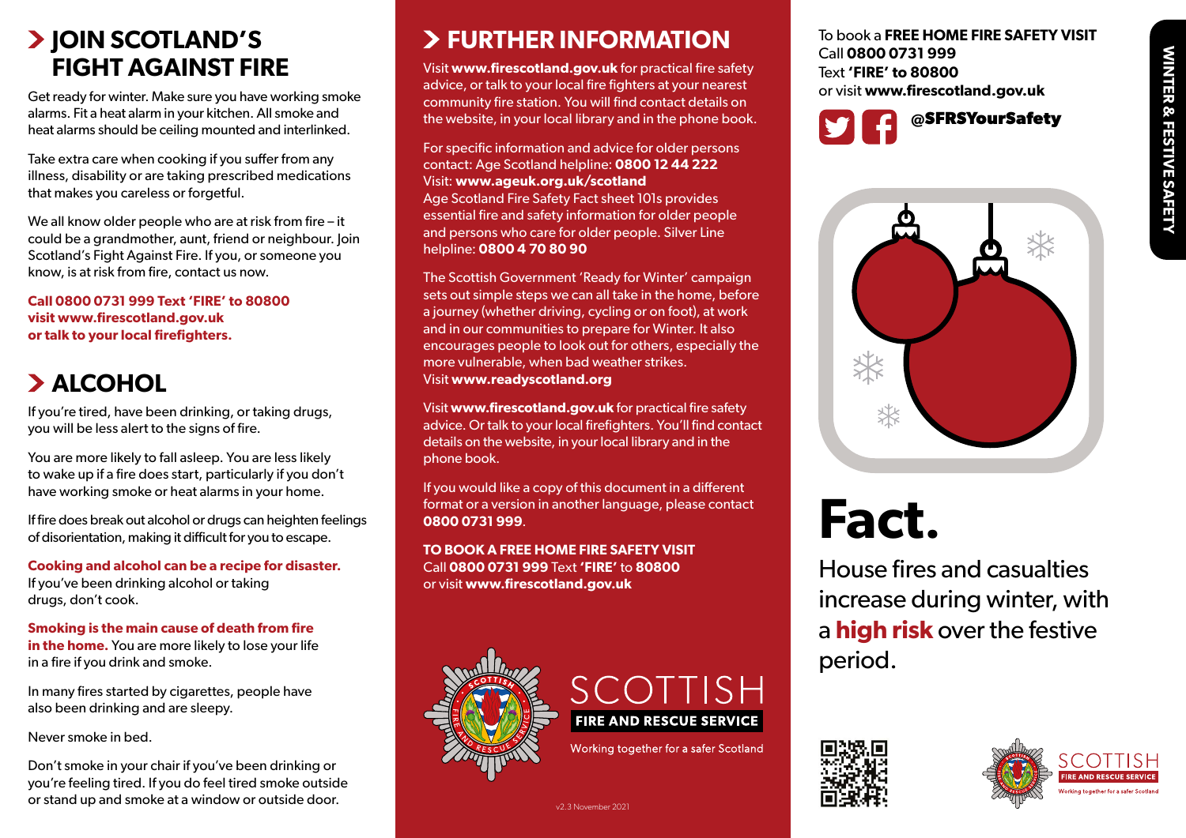# JOIN SCOTLAND'S FIGHT AGAINST FIRE

Get ready for winter. Make sure you have working smoke alarms. Fit a heat alarm in your kitchen. All smoke and heat alarms should be ceiling mounted and interlinked.

Take extra care when cooking if you suffer from any illness, disability or are taking prescribed medications that makes you careless or forgetful.

We all know older people who are at risk from fire – it could be a grandmother, aunt, friend or neighbour. Join Scotland's Fight Against Fire. If you, or someone you know, is at risk from fire, contact us now.

**Call 0800 0731 999 Text 'FIRE' to 80800**
**visit www.firescotland.gov.uk**
**or talk to your local firefighters.**

# ALCOHOL

If you're tired, have been drinking, or taking drugs, you will be less alert to the signs of fire.

You are more likely to fall asleep. You are less likely to wake up if a fire does start, particularly if you don't have working smoke or heat alarms in your home.

If fire does break out alcohol or drugs can heighten feelings of disorientation, making it difficult for you to escape.

**Cooking and alcohol can be a recipe for disaster.** If you've been drinking alcohol or taking drugs, don't cook.

**Smoking is the main cause of death from fire in the home.** You are more likely to lose your life in a fire if you drink and smoke.

In many fires started by cigarettes, people have also been drinking and are sleepy.

Never smoke in bed.

Don't smoke in your chair if you've been drinking or you're feeling tired. If you do feel tired smoke outside or stand up and smoke at a window or outside door.

# FURTHER INFORMATION

Visit **www.firescotland.gov.uk** for practical fire safety advice, or talk to your local fire fighters at your nearest community fire station. You will find contact details on the website, in your local library and in the phone book.

For specific information and advice for older persons contact: Age Scotland helpline: **0800 12 44 222**
Visit: **www.ageuk.org.uk/scotland**
Age Scotland Fire Safety Fact sheet 101s provides essential fire and safety information for older people and persons who care for older people. Silver Line helpline: **0800 4 70 80 90**

The Scottish Government 'Ready for Winter' campaign sets out simple steps we can all take in the home, before a journey (whether driving, cycling or on foot), at work and in our communities to prepare for Winter. It also encourages people to look out for others, especially the more vulnerable, when bad weather strikes.
Visit **www.readyscotland.org**

Visit **www.firescotland.gov.uk** for practical fire safety advice. Or talk to your local firefighters. You'll find contact details on the website, in your local library and in the phone book.

If you would like a copy of this document in a different format or a version in another language, please contact **0800 0731 999**.

**TO BOOK A FREE HOME FIRE SAFETY VISIT**
Call **0800 0731 999** Text **'FIRE'** to **80800**
or visit **www.firescotland.gov.uk**

SCOTTISH FIRE AND RESCUE SERVICE
Working together for a safer Scotland

v2.3 November 2021

To book a **FREE HOME FIRE SAFETY VISIT**
Call **0800 0731 999**
Text **'FIRE' to 80800**
or visit **www.firescotland.gov.uk**

**@SFRSYourSafety**

WINTER & FESTIVE SAFETY

# Fact.

House fires and casualties increase during winter, with a **high risk** over the festive period.

SCOTTISH FIRE AND RESCUE SERVICE
Working together for a safer Scotland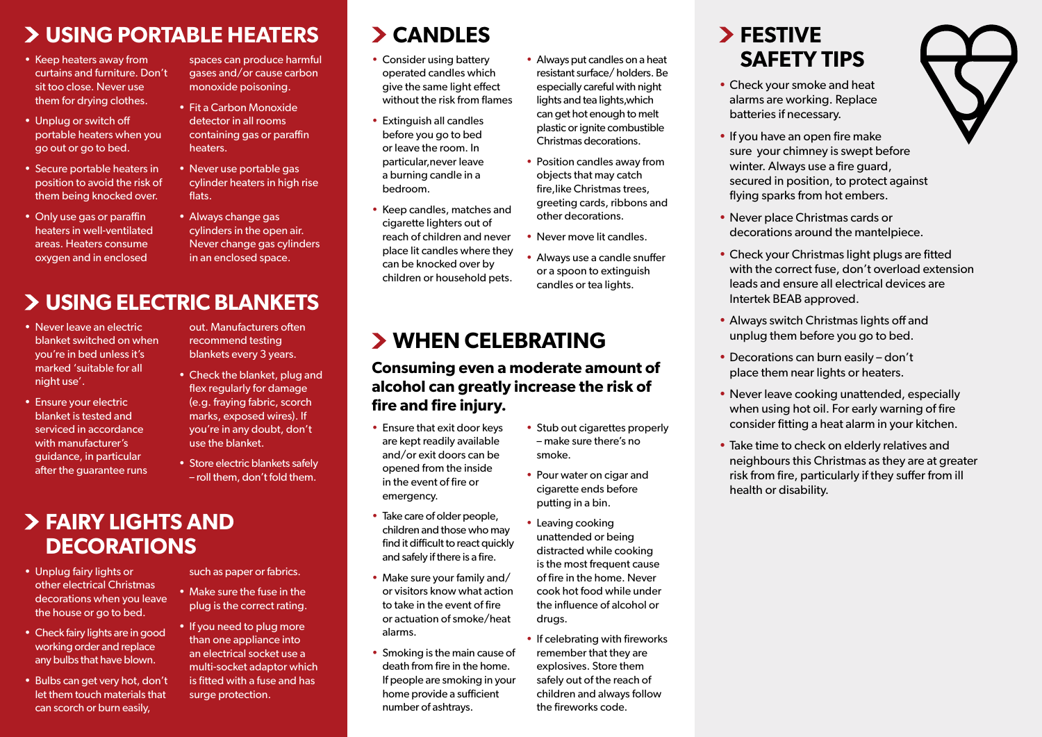## USING PORTABLE HEATERS

- Keep heaters away from curtains and furniture. Don't sit too close. Never use them for drying clothes.
- Unplug or switch off portable heaters when you go out or go to bed.
- Secure portable heaters in position to avoid the risk of them being knocked over.
- Only use gas or paraffin heaters in well-ventilated areas. Heaters consume oxygen and in enclosed spaces can produce harmful gases and/or cause carbon monoxide poisoning.
- Fit a Carbon Monoxide detector in all rooms containing gas or paraffin heaters.
- Never use portable gas cylinder heaters in high rise flats.
- Always change gas cylinders in the open air. Never change gas cylinders in an enclosed space.

## USING ELECTRIC BLANKETS

- Never leave an electric blanket switched on when you're in bed unless it's marked 'suitable for all night use'.
- Ensure your electric blanket is tested and serviced in accordance with manufacturer's guidance, in particular after the guarantee runs out. Manufacturers often recommend testing blankets every 3 years.
- Check the blanket, plug and flex regularly for damage (e.g. fraying fabric, scorch marks, exposed wires). If you're in any doubt, don't use the blanket.
- Store electric blankets safely – roll them, don't fold them.

## FAIRY LIGHTS AND DECORATIONS

- Unplug fairy lights or other electrical Christmas decorations when you leave the house or go to bed.
- Check fairy lights are in good working order and replace any bulbs that have blown.
- Bulbs can get very hot, don't let them touch materials that can scorch or burn easily, such as paper or fabrics.
- Make sure the fuse in the plug is the correct rating.
- If you need to plug more than one appliance into an electrical socket use a multi-socket adaptor which is fitted with a fuse and has surge protection.

## CANDLES

- Consider using battery operated candles which give the same light effect without the risk from flames
- Extinguish all candles before you go to bed or leave the room. In particular,never leave a burning candle in a bedroom.
- Keep candles, matches and cigarette lighters out of reach of children and never place lit candles where they can be knocked over by children or household pets.
- Always put candles on a heat resistant surface/ holders. Be especially careful with night lights and tea lights,which can get hot enough to melt plastic or ignite combustible Christmas decorations.
- Position candles away from objects that may catch fire,like Christmas trees, greeting cards, ribbons and other decorations.
- Never move lit candles.
- Always use a candle snuffer or a spoon to extinguish candles or tea lights.

## WHEN CELEBRATING

**Consuming even a moderate amount of alcohol can greatly increase the risk of fire and fire injury.**

- Ensure that exit door keys are kept readily available and/or exit doors can be opened from the inside in the event of fire or emergency.
- Take care of older people, children and those who may find it difficult to react quickly and safely if there is a fire.
- Make sure your family and/ or visitors know what action to take in the event of fire or actuation of smoke/heat alarms.
- Smoking is the main cause of death from fire in the home. If people are smoking in your home provide a sufficient number of ashtrays.
- Stub out cigarettes properly – make sure there's no smoke.
- Pour water on cigar and cigarette ends before putting in a bin.
- Leaving cooking unattended or being distracted while cooking is the most frequent cause of fire in the home. Never cook hot food while under the influence of alcohol or drugs.
- If celebrating with fireworks remember that they are explosives. Store them safely out of the reach of children and always follow the fireworks code.

## FESTIVE SAFETY TIPS

- Check your smoke and heat alarms are working. Replace batteries if necessary.
- If you have an open fire make sure your chimney is swept before winter. Always use a fire guard, secured in position, to protect against flying sparks from hot embers.
- Never place Christmas cards or decorations around the mantelpiece.
- Check your Christmas light plugs are fitted with the correct fuse, don't overload extension leads and ensure all electrical devices are Intertek BEAB approved.
- Always switch Christmas lights off and unplug them before you go to bed.
- Decorations can burn easily – don't place them near lights or heaters.
- Never leave cooking unattended, especially when using hot oil. For early warning of fire consider fitting a heat alarm in your kitchen.
- Take time to check on elderly relatives and neighbours this Christmas as they are at greater risk from fire, particularly if they suffer from ill health or disability.